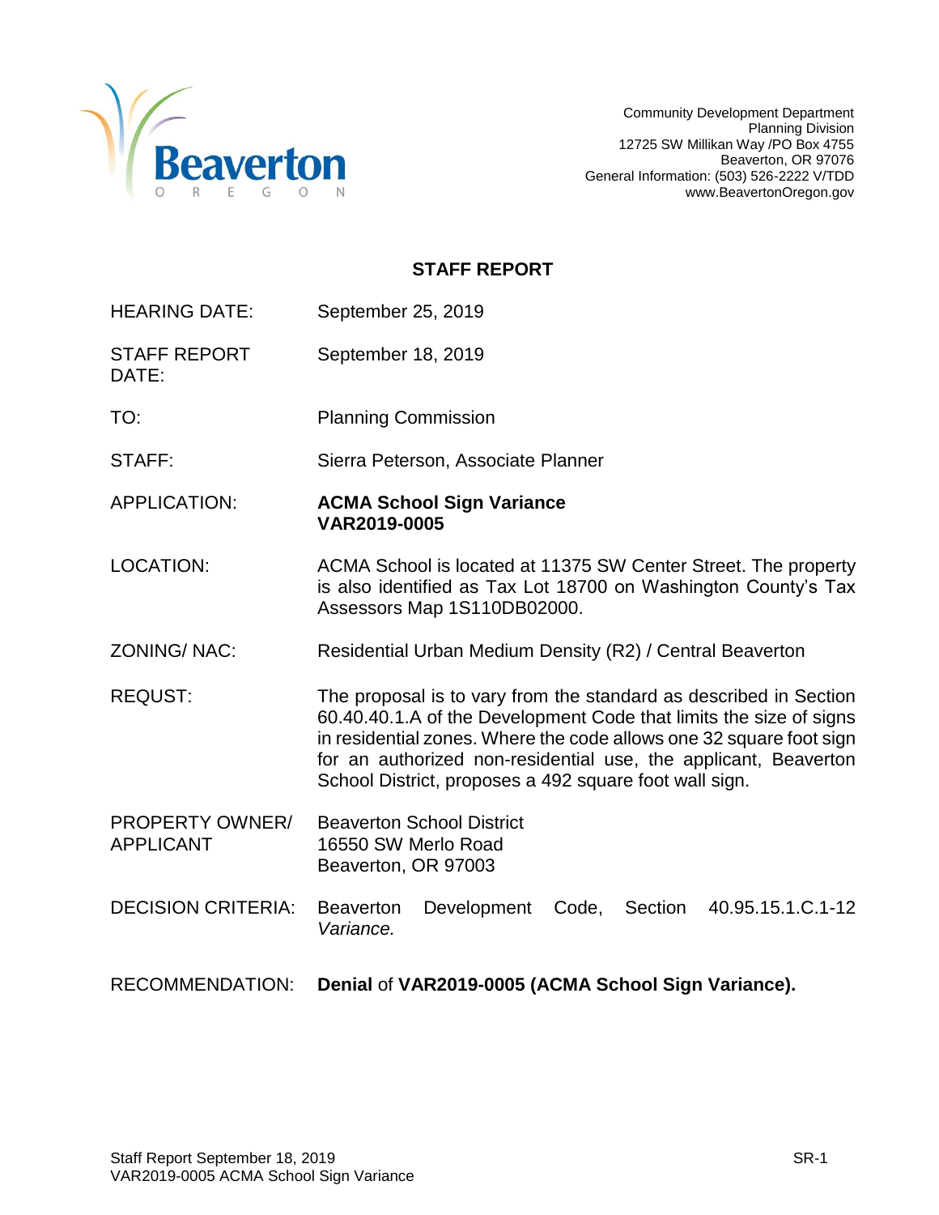Community Development Department
Planning Division
12725 SW Millikan Way /PO Box 4755
Beaverton, OR 97076
General Information: (503) 526-2222 V/TDD
www.BeavertonOregon.gov

# STAFF REPORT

| | |
|---|---|
| HEARING DATE: | September 25, 2019 |
| STAFF REPORT DATE: | September 18, 2019 |
| TO: | Planning Commission |
| STAFF: | Sierra Peterson, Associate Planner |
| APPLICATION: | **ACMA School Sign Variance VAR2019-0005** |
| LOCATION: | ACMA School is located at 11375 SW Center Street. The property is also identified as Tax Lot 18700 on Washington County's Tax Assessors Map 1S110DB02000. |
| ZONING/ NAC: | Residential Urban Medium Density (R2) / Central Beaverton |
| REQUST: | The proposal is to vary from the standard as described in Section 60.40.40.1.A of the Development Code that limits the size of signs in residential zones. Where the code allows one 32 square foot sign for an authorized non-residential use, the applicant, Beaverton School District, proposes a 492 square foot wall sign. |
| PROPERTY OWNER/ APPLICANT | Beaverton School District<br>16550 SW Merlo Road<br>Beaverton, OR 97003 |
| DECISION CRITERIA: | Beaverton Development Code, Section 40.95.15.1.C.1-12 *Variance.* |
| RECOMMENDATION: | **Denial** of **VAR2019-0005 (ACMA School Sign Variance).** |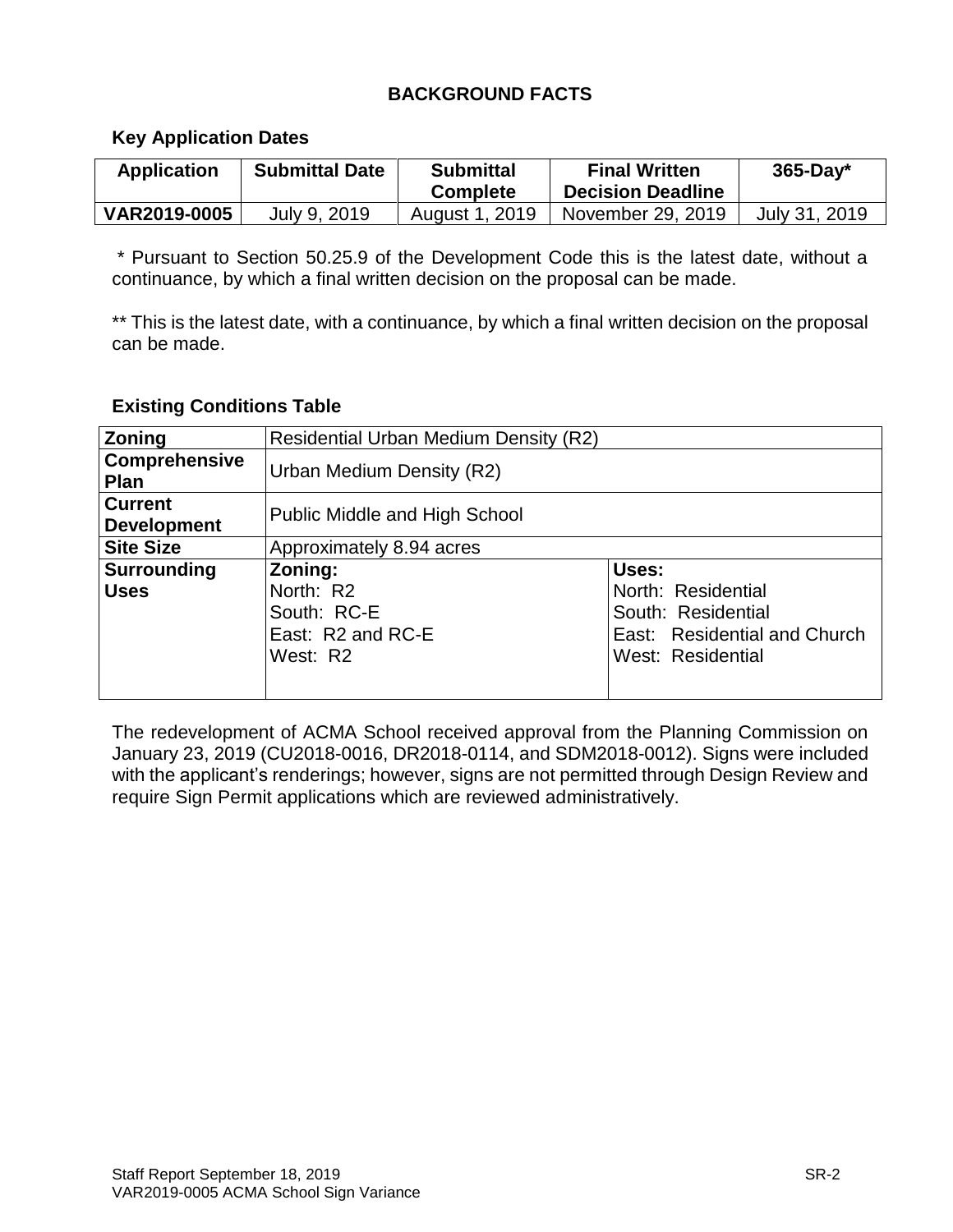## BACKGROUND FACTS

### Key Application Dates

| Application | Submittal Date | Submittal Complete | Final Written Decision Deadline | 365-Day* |
|---|---|---|---|---|
| VAR2019-0005 | July 9, 2019 | August 1, 2019 | November 29, 2019 | July 31, 2019 |

\* Pursuant to Section 50.25.9 of the Development Code this is the latest date, without a continuance, by which a final written decision on the proposal can be made.

** This is the latest date, with a continuance, by which a final written decision on the proposal can be made.

### Existing Conditions Table

| | | |
|---|---|---|
| **Zoning** | Residential Urban Medium Density (R2) | |
| **Comprehensive Plan** | Urban Medium Density (R2) | |
| **Current Development** | Public Middle and High School | |
| **Site Size** | Approximately 8.94 acres | |
| **Surrounding Uses** | **Zoning:**<br>North: R2<br>South: RC-E<br>East: R2 and RC-E<br>West: R2 | **Uses:**<br>North: Residential<br>South: Residential<br>East: Residential and Church<br>West: Residential |

The redevelopment of ACMA School received approval from the Planning Commission on January 23, 2019 (CU2018-0016, DR2018-0114, and SDM2018-0012). Signs were included with the applicant's renderings; however, signs are not permitted through Design Review and require Sign Permit applications which are reviewed administratively.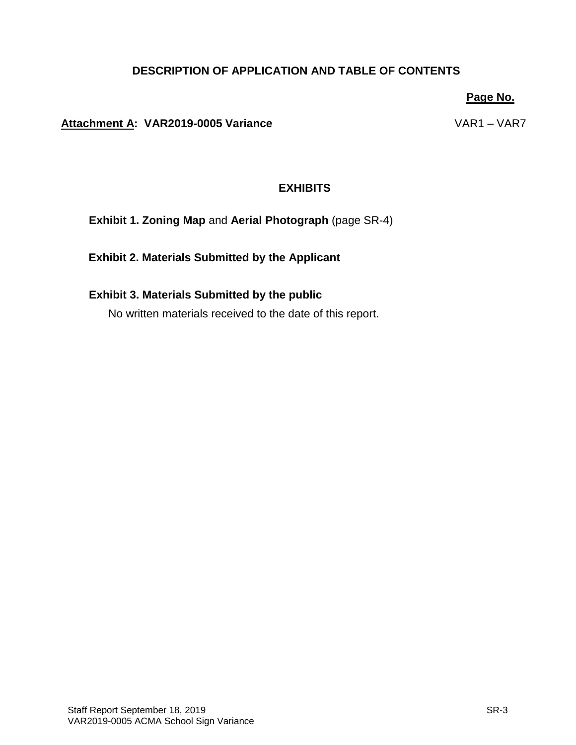# DESCRIPTION OF APPLICATION AND TABLE OF CONTENTS

| | Page No. |
|---|---|
| **Attachment A: VAR2019-0005 Variance** | VAR1 – VAR7 |

## EXHIBITS

**Exhibit 1. Zoning Map** and **Aerial Photograph** (page SR-4)

**Exhibit 2. Materials Submitted by the Applicant**

**Exhibit 3. Materials Submitted by the public**

No written materials received to the date of this report.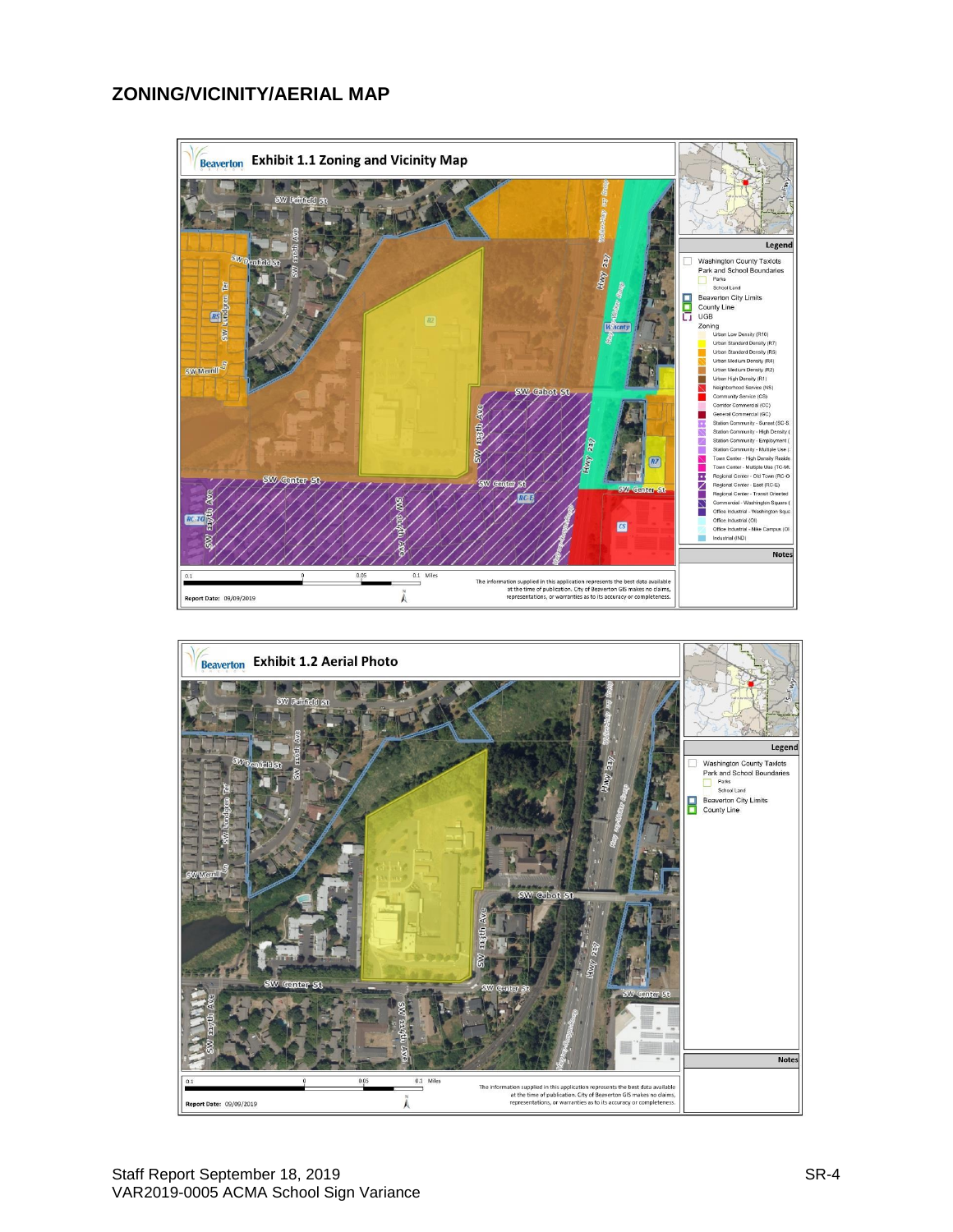## ZONING/VICINITY/AERIAL MAP

**Exhibit 1.1 Zoning and Vicinity Map**

**Exhibit 1.2 Aerial Photo**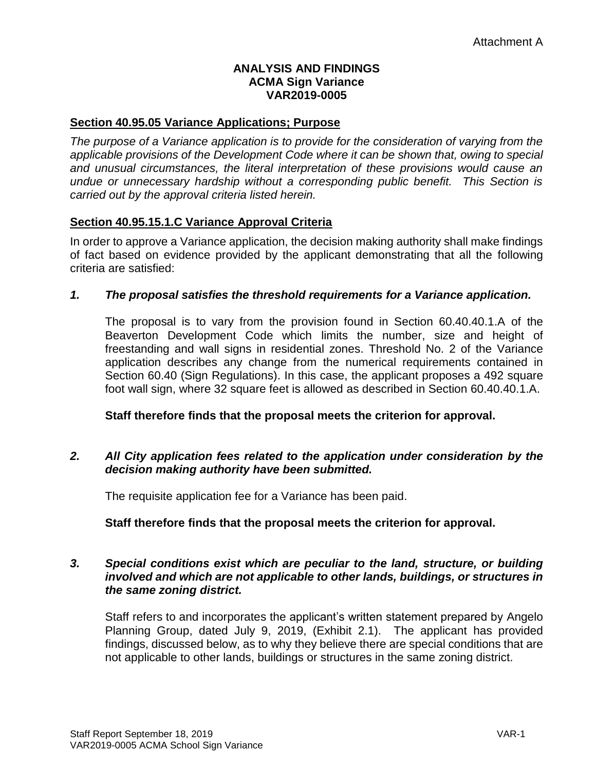Attachment A

**ANALYSIS AND FINDINGS**
**ACMA Sign Variance**
**VAR2019-0005**

**Section 40.95.05 Variance Applications; Purpose**

*The purpose of a Variance application is to provide for the consideration of varying from the applicable provisions of the Development Code where it can be shown that, owing to special and unusual circumstances, the literal interpretation of these provisions would cause an undue or unnecessary hardship without a corresponding public benefit. This Section is carried out by the approval criteria listed herein.*

**Section 40.95.15.1.C Variance Approval Criteria**

In order to approve a Variance application, the decision making authority shall make findings of fact based on evidence provided by the applicant demonstrating that all the following criteria are satisfied:

***1. The proposal satisfies the threshold requirements for a Variance application.***

The proposal is to vary from the provision found in Section 60.40.40.1.A of the Beaverton Development Code which limits the number, size and height of freestanding and wall signs in residential zones. Threshold No. 2 of the Variance application describes any change from the numerical requirements contained in Section 60.40 (Sign Regulations). In this case, the applicant proposes a 492 square foot wall sign, where 32 square feet is allowed as described in Section 60.40.40.1.A.

**Staff therefore finds that the proposal meets the criterion for approval.**

***2. All City application fees related to the application under consideration by the decision making authority have been submitted.***

The requisite application fee for a Variance has been paid.

**Staff therefore finds that the proposal meets the criterion for approval.**

***3. Special conditions exist which are peculiar to the land, structure, or building involved and which are not applicable to other lands, buildings, or structures in the same zoning district.***

Staff refers to and incorporates the applicant's written statement prepared by Angelo Planning Group, dated July 9, 2019, (Exhibit 2.1). The applicant has provided findings, discussed below, as to why they believe there are special conditions that are not applicable to other lands, buildings or structures in the same zoning district.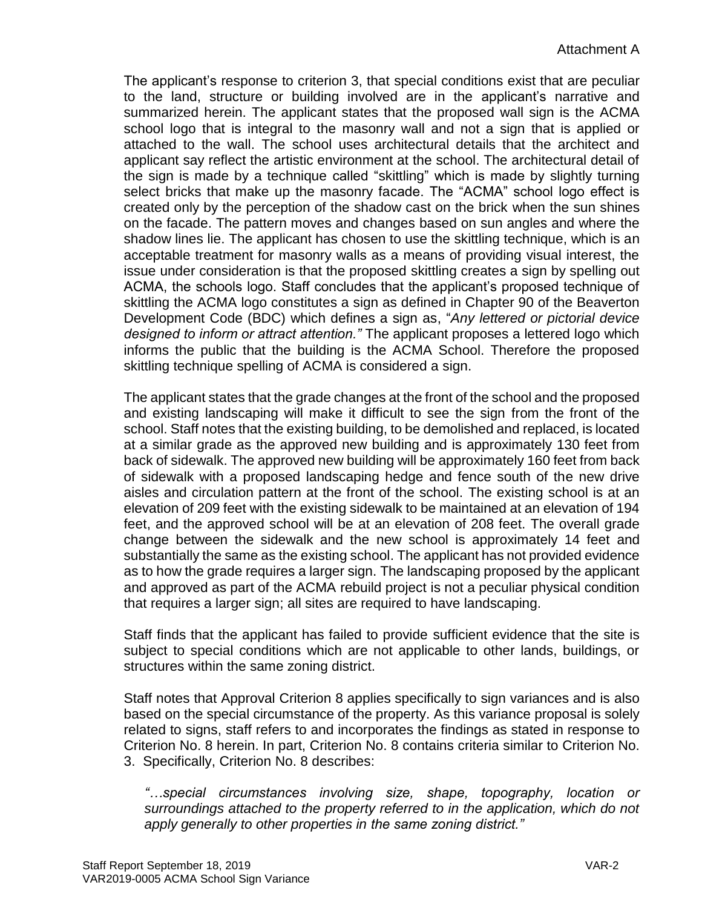The applicant's response to criterion 3, that special conditions exist that are peculiar to the land, structure or building involved are in the applicant's narrative and summarized herein. The applicant states that the proposed wall sign is the ACMA school logo that is integral to the masonry wall and not a sign that is applied or attached to the wall. The school uses architectural details that the architect and applicant say reflect the artistic environment at the school. The architectural detail of the sign is made by a technique called "skittling" which is made by slightly turning select bricks that make up the masonry facade. The "ACMA" school logo effect is created only by the perception of the shadow cast on the brick when the sun shines on the facade. The pattern moves and changes based on sun angles and where the shadow lines lie. The applicant has chosen to use the skittling technique, which is an acceptable treatment for masonry walls as a means of providing visual interest, the issue under consideration is that the proposed skittling creates a sign by spelling out ACMA, the schools logo. Staff concludes that the applicant's proposed technique of skittling the ACMA logo constitutes a sign as defined in Chapter 90 of the Beaverton Development Code (BDC) which defines a sign as, "*Any lettered or pictorial device designed to inform or attract attention.*" The applicant proposes a lettered logo which informs the public that the building is the ACMA School. Therefore the proposed skittling technique spelling of ACMA is considered a sign.

The applicant states that the grade changes at the front of the school and the proposed and existing landscaping will make it difficult to see the sign from the front of the school. Staff notes that the existing building, to be demolished and replaced, is located at a similar grade as the approved new building and is approximately 130 feet from back of sidewalk. The approved new building will be approximately 160 feet from back of sidewalk with a proposed landscaping hedge and fence south of the new drive aisles and circulation pattern at the front of the school. The existing school is at an elevation of 209 feet with the existing sidewalk to be maintained at an elevation of 194 feet, and the approved school will be at an elevation of 208 feet. The overall grade change between the sidewalk and the new school is approximately 14 feet and substantially the same as the existing school. The applicant has not provided evidence as to how the grade requires a larger sign. The landscaping proposed by the applicant and approved as part of the ACMA rebuild project is not a peculiar physical condition that requires a larger sign; all sites are required to have landscaping.

Staff finds that the applicant has failed to provide sufficient evidence that the site is subject to special conditions which are not applicable to other lands, buildings, or structures within the same zoning district.

Staff notes that Approval Criterion 8 applies specifically to sign variances and is also based on the special circumstance of the property. As this variance proposal is solely related to signs, staff refers to and incorporates the findings as stated in response to Criterion No. 8 herein. In part, Criterion No. 8 contains criteria similar to Criterion No. 3. Specifically, Criterion No. 8 describes:

> *"…special circumstances involving size, shape, topography, location or surroundings attached to the property referred to in the application, which do not apply generally to other properties in the same zoning district."*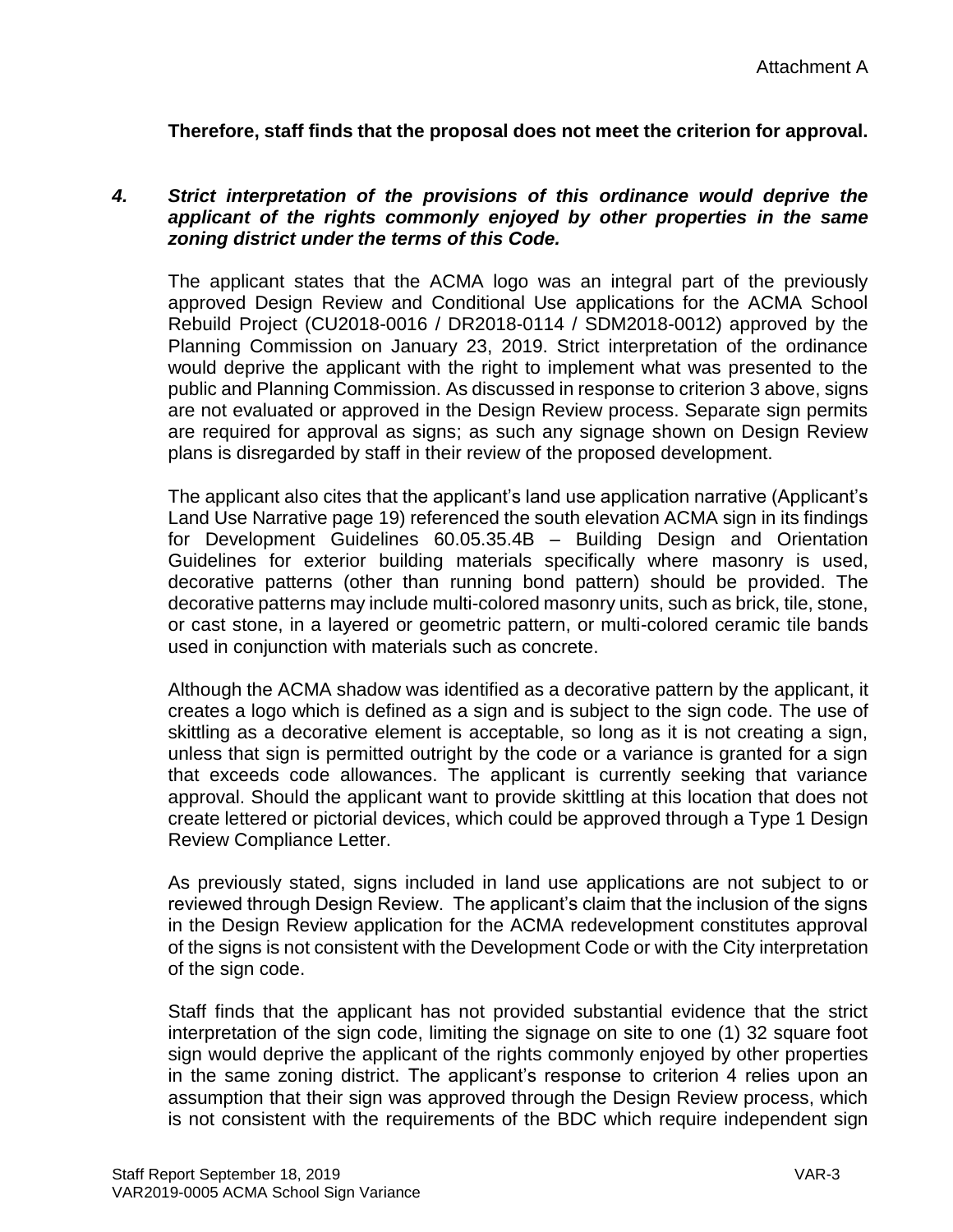**Therefore, staff finds that the proposal does not meet the criterion for approval.**

***4. Strict interpretation of the provisions of this ordinance would deprive the applicant of the rights commonly enjoyed by other properties in the same zoning district under the terms of this Code.***

The applicant states that the ACMA logo was an integral part of the previously approved Design Review and Conditional Use applications for the ACMA School Rebuild Project (CU2018-0016 / DR2018-0114 / SDM2018-0012) approved by the Planning Commission on January 23, 2019. Strict interpretation of the ordinance would deprive the applicant with the right to implement what was presented to the public and Planning Commission. As discussed in response to criterion 3 above, signs are not evaluated or approved in the Design Review process. Separate sign permits are required for approval as signs; as such any signage shown on Design Review plans is disregarded by staff in their review of the proposed development.

The applicant also cites that the applicant's land use application narrative (Applicant's Land Use Narrative page 19) referenced the south elevation ACMA sign in its findings for Development Guidelines 60.05.35.4B – Building Design and Orientation Guidelines for exterior building materials specifically where masonry is used, decorative patterns (other than running bond pattern) should be provided. The decorative patterns may include multi-colored masonry units, such as brick, tile, stone, or cast stone, in a layered or geometric pattern, or multi-colored ceramic tile bands used in conjunction with materials such as concrete.

Although the ACMA shadow was identified as a decorative pattern by the applicant, it creates a logo which is defined as a sign and is subject to the sign code. The use of skittling as a decorative element is acceptable, so long as it is not creating a sign, unless that sign is permitted outright by the code or a variance is granted for a sign that exceeds code allowances. The applicant is currently seeking that variance approval. Should the applicant want to provide skittling at this location that does not create lettered or pictorial devices, which could be approved through a Type 1 Design Review Compliance Letter.

As previously stated, signs included in land use applications are not subject to or reviewed through Design Review. The applicant's claim that the inclusion of the signs in the Design Review application for the ACMA redevelopment constitutes approval of the signs is not consistent with the Development Code or with the City interpretation of the sign code.

Staff finds that the applicant has not provided substantial evidence that the strict interpretation of the sign code, limiting the signage on site to one (1) 32 square foot sign would deprive the applicant of the rights commonly enjoyed by other properties in the same zoning district. The applicant's response to criterion 4 relies upon an assumption that their sign was approved through the Design Review process, which is not consistent with the requirements of the BDC which require independent sign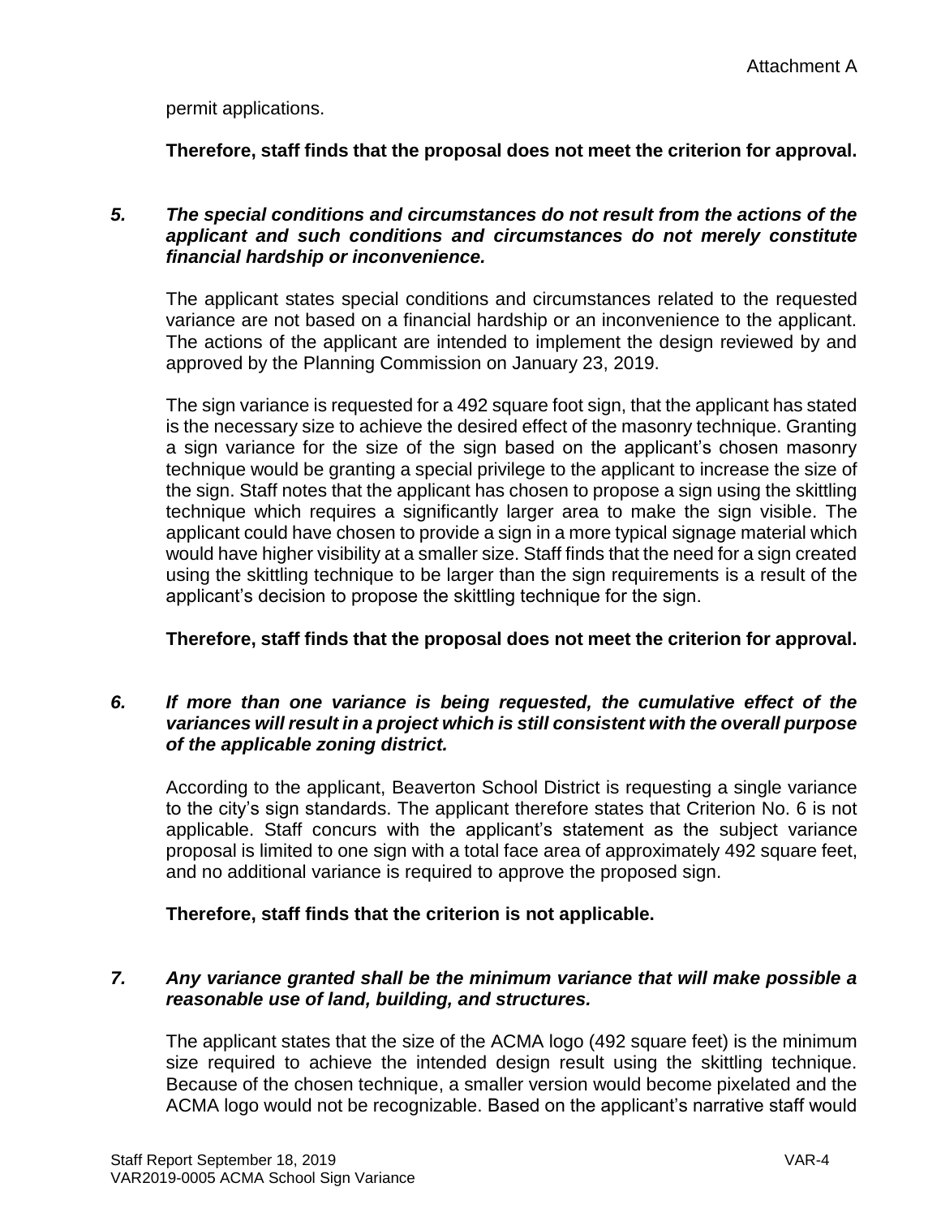permit applications.

**Therefore, staff finds that the proposal does not meet the criterion for approval.**

***5. The special conditions and circumstances do not result from the actions of the applicant and such conditions and circumstances do not merely constitute financial hardship or inconvenience.***

The applicant states special conditions and circumstances related to the requested variance are not based on a financial hardship or an inconvenience to the applicant. The actions of the applicant are intended to implement the design reviewed by and approved by the Planning Commission on January 23, 2019.

The sign variance is requested for a 492 square foot sign, that the applicant has stated is the necessary size to achieve the desired effect of the masonry technique. Granting a sign variance for the size of the sign based on the applicant's chosen masonry technique would be granting a special privilege to the applicant to increase the size of the sign. Staff notes that the applicant has chosen to propose a sign using the skittling technique which requires a significantly larger area to make the sign visible. The applicant could have chosen to provide a sign in a more typical signage material which would have higher visibility at a smaller size. Staff finds that the need for a sign created using the skittling technique to be larger than the sign requirements is a result of the applicant's decision to propose the skittling technique for the sign.

**Therefore, staff finds that the proposal does not meet the criterion for approval.**

***6. If more than one variance is being requested, the cumulative effect of the variances will result in a project which is still consistent with the overall purpose of the applicable zoning district.***

According to the applicant, Beaverton School District is requesting a single variance to the city's sign standards. The applicant therefore states that Criterion No. 6 is not applicable. Staff concurs with the applicant's statement as the subject variance proposal is limited to one sign with a total face area of approximately 492 square feet, and no additional variance is required to approve the proposed sign.

**Therefore, staff finds that the criterion is not applicable.**

***7. Any variance granted shall be the minimum variance that will make possible a reasonable use of land, building, and structures.***

The applicant states that the size of the ACMA logo (492 square feet) is the minimum size required to achieve the intended design result using the skittling technique. Because of the chosen technique, a smaller version would become pixelated and the ACMA logo would not be recognizable. Based on the applicant's narrative staff would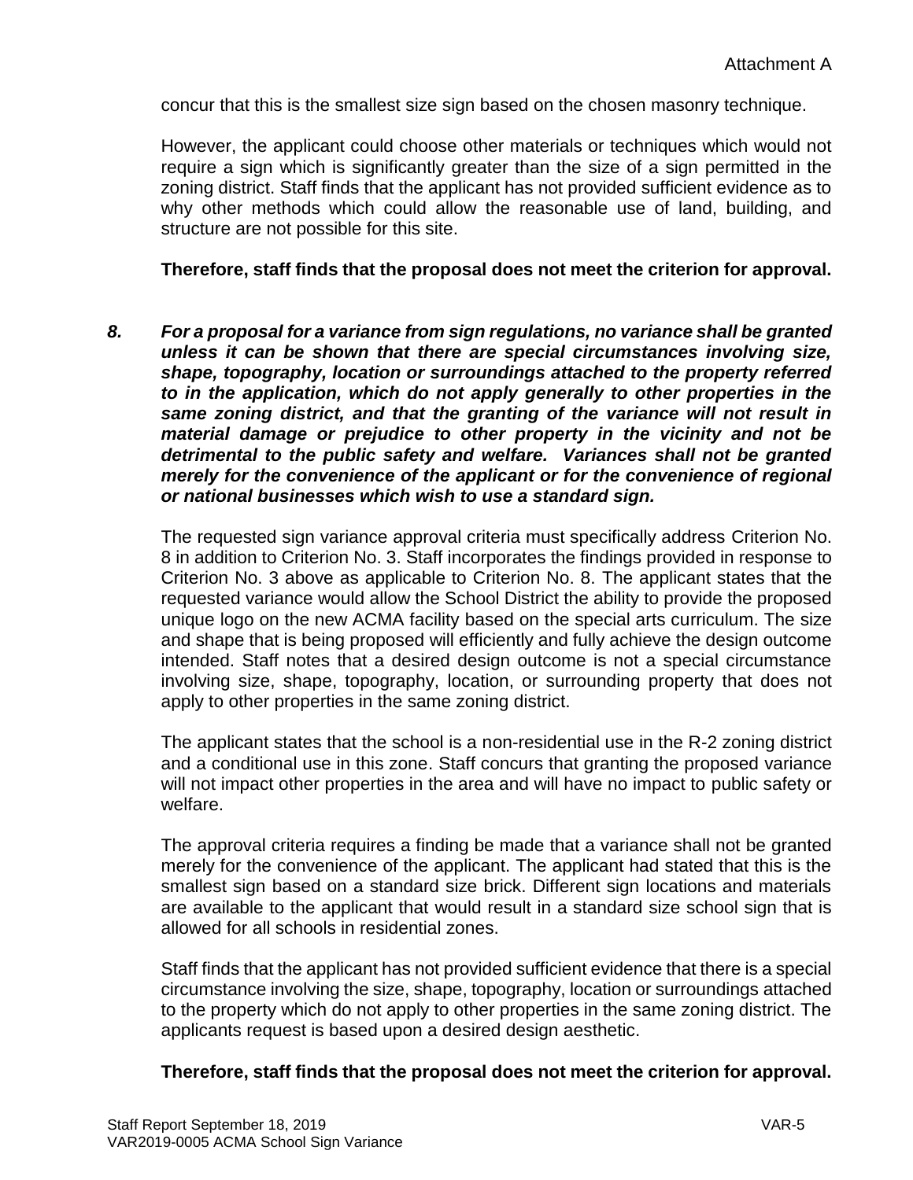concur that this is the smallest size sign based on the chosen masonry technique.

However, the applicant could choose other materials or techniques which would not require a sign which is significantly greater than the size of a sign permitted in the zoning district. Staff finds that the applicant has not provided sufficient evidence as to why other methods which could allow the reasonable use of land, building, and structure are not possible for this site.

**Therefore, staff finds that the proposal does not meet the criterion for approval.**

***8. For a proposal for a variance from sign regulations, no variance shall be granted unless it can be shown that there are special circumstances involving size, shape, topography, location or surroundings attached to the property referred to in the application, which do not apply generally to other properties in the same zoning district, and that the granting of the variance will not result in material damage or prejudice to other property in the vicinity and not be detrimental to the public safety and welfare. Variances shall not be granted merely for the convenience of the applicant or for the convenience of regional or national businesses which wish to use a standard sign.***

The requested sign variance approval criteria must specifically address Criterion No. 8 in addition to Criterion No. 3. Staff incorporates the findings provided in response to Criterion No. 3 above as applicable to Criterion No. 8. The applicant states that the requested variance would allow the School District the ability to provide the proposed unique logo on the new ACMA facility based on the special arts curriculum. The size and shape that is being proposed will efficiently and fully achieve the design outcome intended. Staff notes that a desired design outcome is not a special circumstance involving size, shape, topography, location, or surrounding property that does not apply to other properties in the same zoning district.

The applicant states that the school is a non-residential use in the R-2 zoning district and a conditional use in this zone. Staff concurs that granting the proposed variance will not impact other properties in the area and will have no impact to public safety or welfare.

The approval criteria requires a finding be made that a variance shall not be granted merely for the convenience of the applicant. The applicant had stated that this is the smallest sign based on a standard size brick. Different sign locations and materials are available to the applicant that would result in a standard size school sign that is allowed for all schools in residential zones.

Staff finds that the applicant has not provided sufficient evidence that there is a special circumstance involving the size, shape, topography, location or surroundings attached to the property which do not apply to other properties in the same zoning district. The applicants request is based upon a desired design aesthetic.

**Therefore, staff finds that the proposal does not meet the criterion for approval.**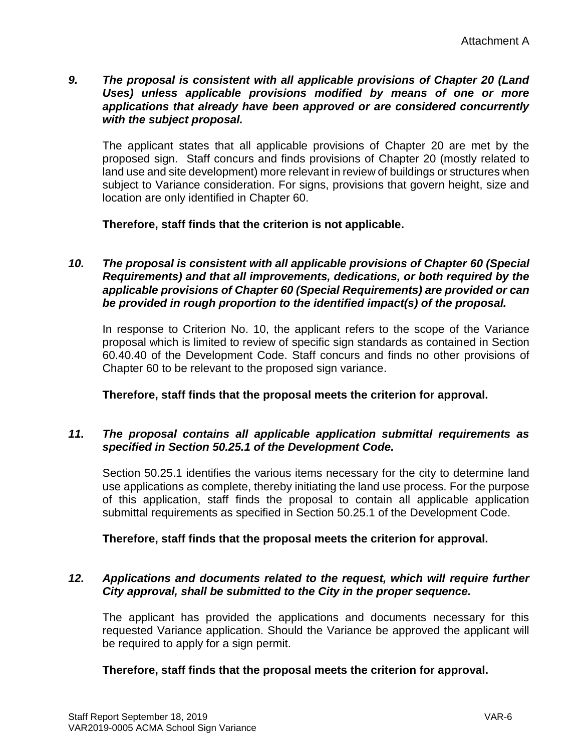***9. The proposal is consistent with all applicable provisions of Chapter 20 (Land Uses) unless applicable provisions modified by means of one or more applications that already have been approved or are considered concurrently with the subject proposal.***

The applicant states that all applicable provisions of Chapter 20 are met by the proposed sign. Staff concurs and finds provisions of Chapter 20 (mostly related to land use and site development) more relevant in review of buildings or structures when subject to Variance consideration. For signs, provisions that govern height, size and location are only identified in Chapter 60.

**Therefore, staff finds that the criterion is not applicable.**

***10. The proposal is consistent with all applicable provisions of Chapter 60 (Special Requirements) and that all improvements, dedications, or both required by the applicable provisions of Chapter 60 (Special Requirements) are provided or can be provided in rough proportion to the identified impact(s) of the proposal.***

In response to Criterion No. 10, the applicant refers to the scope of the Variance proposal which is limited to review of specific sign standards as contained in Section 60.40.40 of the Development Code. Staff concurs and finds no other provisions of Chapter 60 to be relevant to the proposed sign variance.

**Therefore, staff finds that the proposal meets the criterion for approval.**

***11. The proposal contains all applicable application submittal requirements as specified in Section 50.25.1 of the Development Code.***

Section 50.25.1 identifies the various items necessary for the city to determine land use applications as complete, thereby initiating the land use process. For the purpose of this application, staff finds the proposal to contain all applicable application submittal requirements as specified in Section 50.25.1 of the Development Code.

**Therefore, staff finds that the proposal meets the criterion for approval.**

***12. Applications and documents related to the request, which will require further City approval, shall be submitted to the City in the proper sequence.***

The applicant has provided the applications and documents necessary for this requested Variance application. Should the Variance be approved the applicant will be required to apply for a sign permit.

**Therefore, staff finds that the proposal meets the criterion for approval.**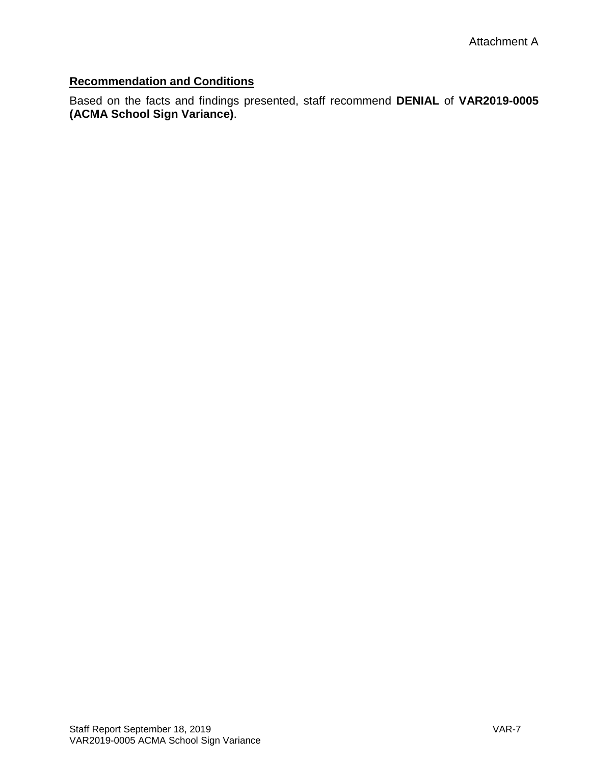Attachment A

## Recommendation and Conditions

Based on the facts and findings presented, staff recommend **DENIAL** of **VAR2019-0005 (ACMA School Sign Variance)**.